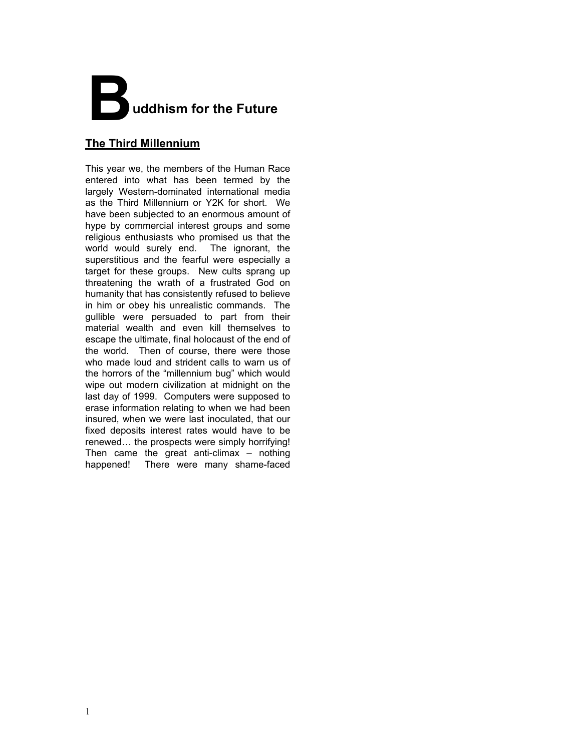# Buddhism for the Future

## The Third Millennium

This year we, the members of the Human Race entered into what has been termed by the largely Western-dominated international media as the Third Millennium or Y2K for short. We have been subjected to an enormous amount of hype by commercial interest groups and some religious enthusiasts who promised us that the world would surely end. The ignorant, the superstitious and the fearful were especially a target for these groups. New cults sprang up threatening the wrath of a frustrated God on humanity that has consistently refused to believe in him or obey his unrealistic commands. The gullible were persuaded to part from their material wealth and even kill themselves to escape the ultimate, final holocaust of the end of the world. Then of course, there were those who made loud and strident calls to warn us of the horrors of the "millennium bug" which would wipe out modern civilization at midnight on the last day of 1999. Computers were supposed to erase information relating to when we had been insured, when we were last inoculated, that our fixed deposits interest rates would have to be renewed… the prospects were simply horrifying! Then came the great anti-climax – nothing happened! There were many shame-faced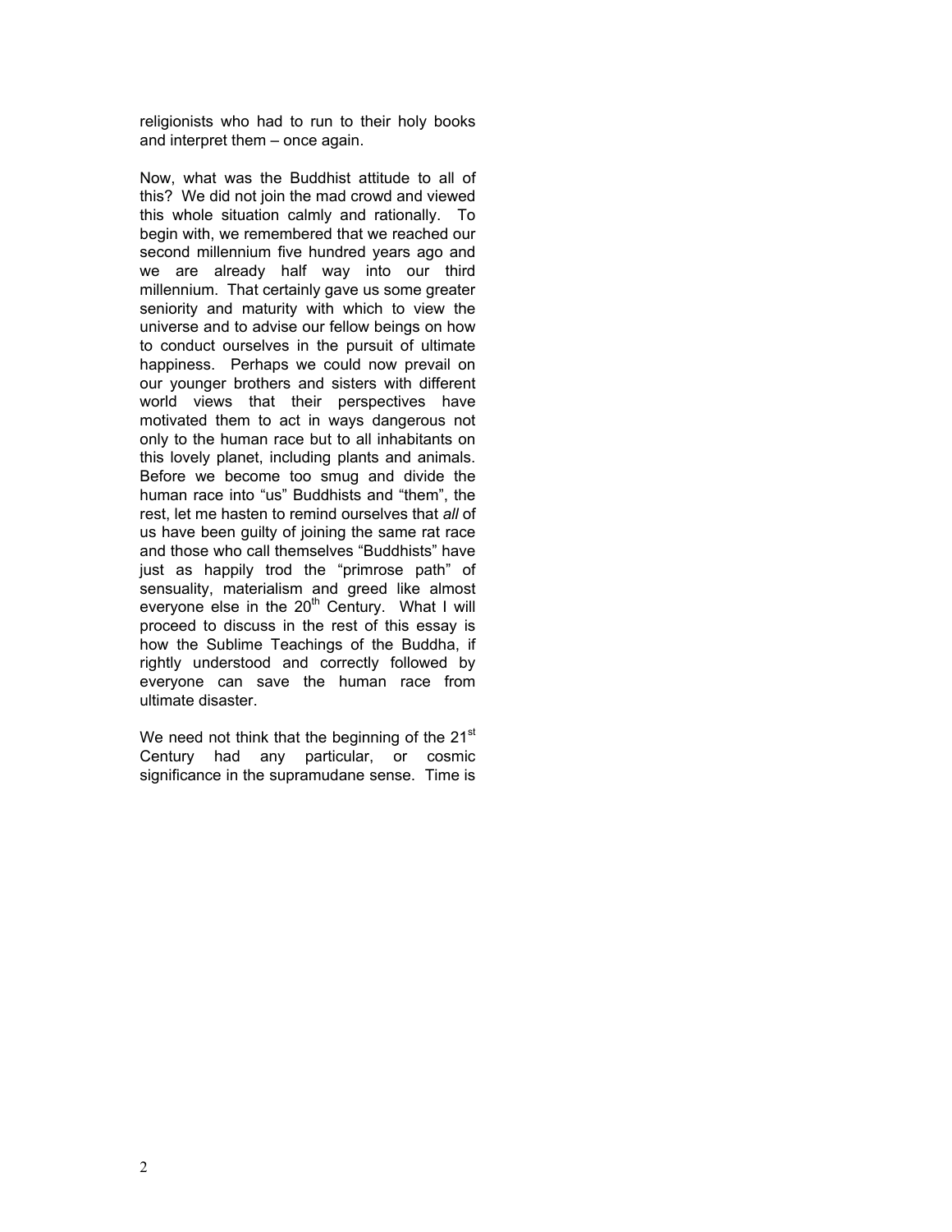religionists who had to run to their holy books and interpret them – once again.

Now, what was the Buddhist attitude to all of this? We did not join the mad crowd and viewed this whole situation calmly and rationally. To begin with, we remembered that we reached our second millennium five hundred years ago and we are already half way into our third millennium. That certainly gave us some greater seniority and maturity with which to view the universe and to advise our fellow beings on how to conduct ourselves in the pursuit of ultimate happiness. Perhaps we could now prevail on our younger brothers and sisters with different world views that their perspectives have motivated them to act in ways dangerous not only to the human race but to all inhabitants on this lovely planet, including plants and animals. Before we become too smug and divide the human race into "us" Buddhists and "them", the rest, let me hasten to remind ourselves that *all* of us have been guilty of joining the same rat race and those who call themselves "Buddhists" have just as happily trod the "primrose path" of sensuality, materialism and greed like almost everyone else in the 20th Century. What I will proceed to discuss in the rest of this essay is how the Sublime Teachings of the Buddha, if rightly understood and correctly followed by everyone can save the human race from ultimate disaster.

We need not think that the beginning of the 21st Century had any particular, or cosmic significance in the supramudane sense. Time is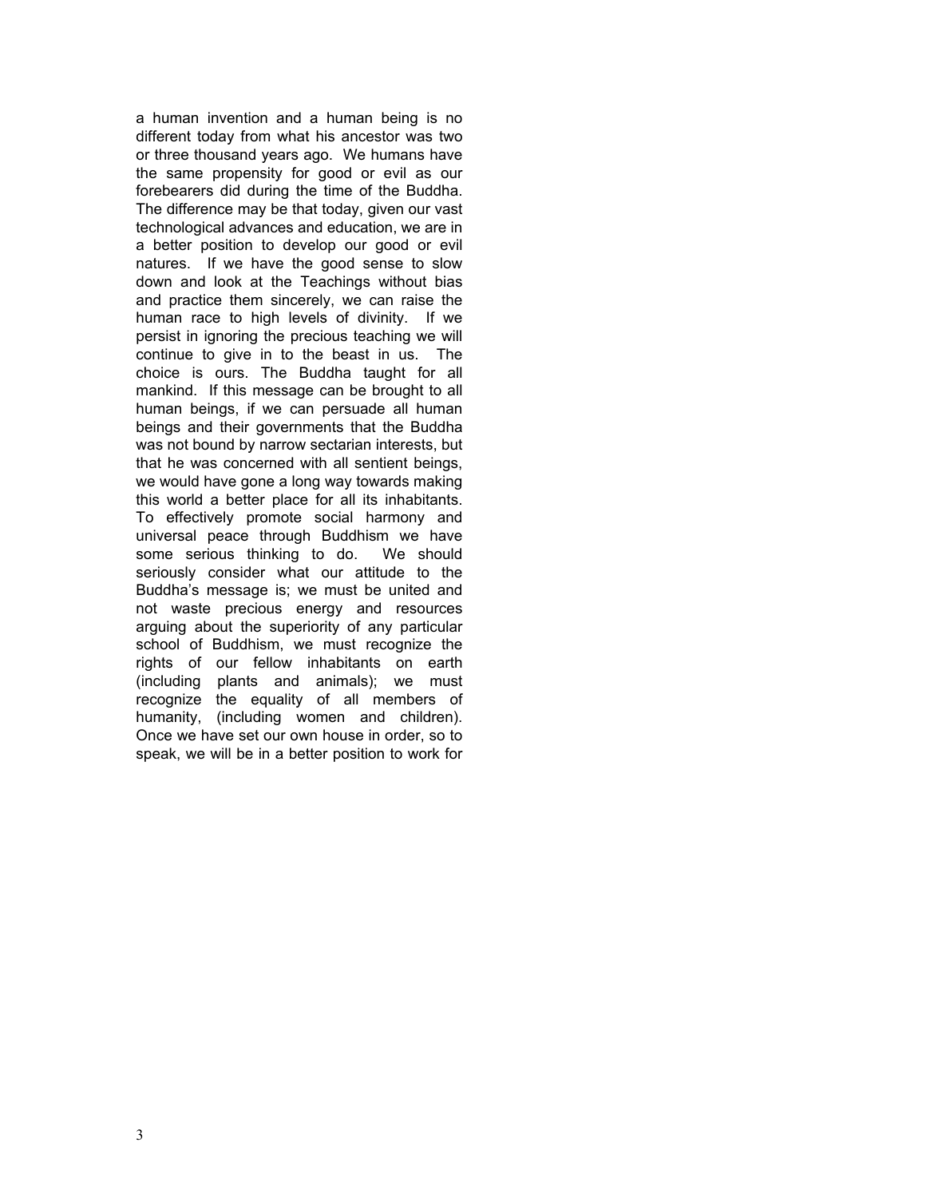a human invention and a human being is no different today from what his ancestor was two or three thousand years ago. We humans have the same propensity for good or evil as our forebearers did during the time of the Buddha. The difference may be that today, given our vast technological advances and education, we are in a better position to develop our good or evil natures. If we have the good sense to slow down and look at the Teachings without bias and practice them sincerely, we can raise the human race to high levels of divinity. If we persist in ignoring the precious teaching we will continue to give in to the beast in us. The choice is ours. The Buddha taught for all mankind. If this message can be brought to all human beings, if we can persuade all human beings and their governments that the Buddha was not bound by narrow sectarian interests, but that he was concerned with all sentient beings, we would have gone a long way towards making this world a better place for all its inhabitants. To effectively promote social harmony and universal peace through Buddhism we have some serious thinking to do. We should seriously consider what our attitude to the Buddha's message is; we must be united and not waste precious energy and resources arguing about the superiority of any particular school of Buddhism, we must recognize the rights of our fellow inhabitants on earth (including plants and animals); we must recognize the equality of all members of humanity, (including women and children). Once we have set our own house in order, so to speak, we will be in a better position to work for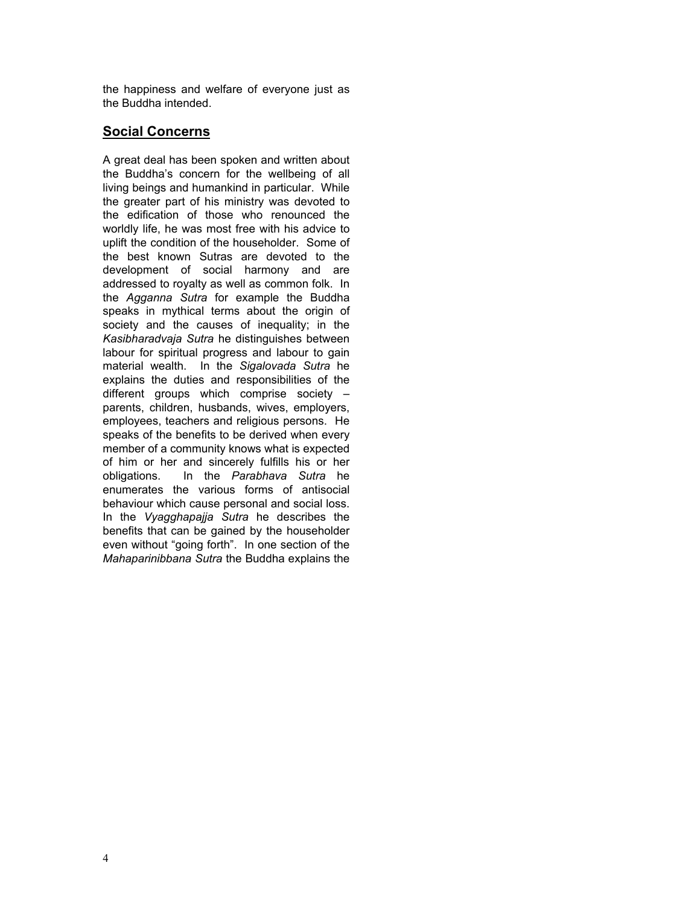the happiness and welfare of everyone just as the Buddha intended.

## Social Concerns

A great deal has been spoken and written about the Buddha's concern for the wellbeing of all living beings and humankind in particular. While the greater part of his ministry was devoted to the edification of those who renounced the worldly life, he was most free with his advice to uplift the condition of the householder. Some of the best known Sutras are devoted to the development of social harmony and are addressed to royalty as well as common folk. In the *Agganna Sutra* for example the Buddha speaks in mythical terms about the origin of society and the causes of inequality; in the *Kasibharadvaja Sutra* he distinguishes between labour for spiritual progress and labour to gain material wealth. In the *Sigalovada Sutra* he explains the duties and responsibilities of the different groups which comprise society – parents, children, husbands, wives, employers, employees, teachers and religious persons. He speaks of the benefits to be derived when every member of a community knows what is expected of him or her and sincerely fulfills his or her obligations. In the *Parabhava Sutra* he enumerates the various forms of antisocial behaviour which cause personal and social loss. In the *Vyagghapajja Sutra* he describes the benefits that can be gained by the householder even without "going forth". In one section of the *Mahaparinibbana Sutra* the Buddha explains the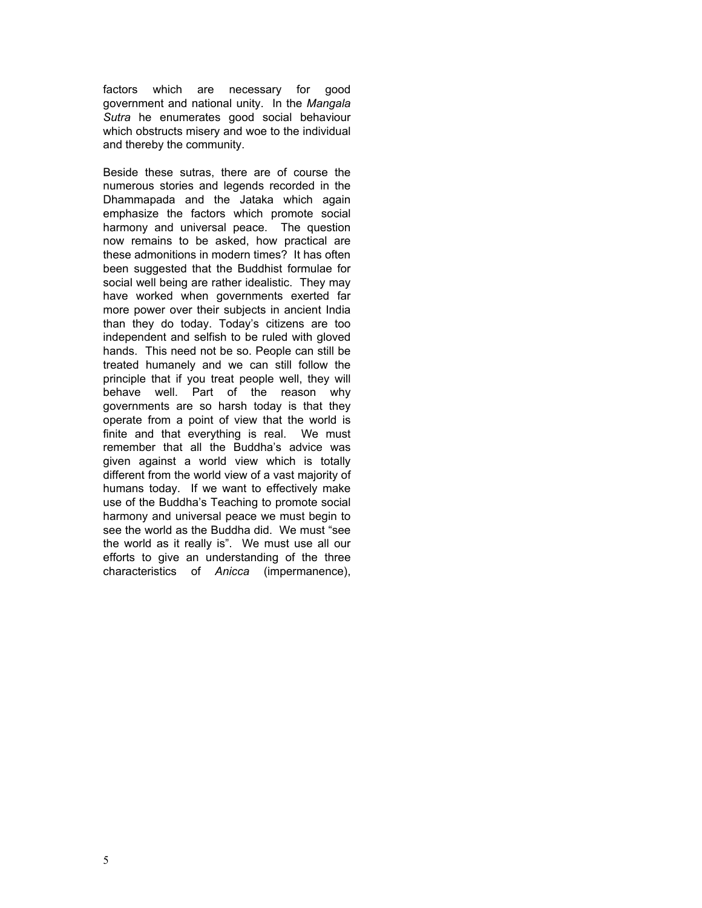factors which are necessary for good government and national unity. In the *Mangala Sutra* he enumerates good social behaviour which obstructs misery and woe to the individual and thereby the community.

Beside these sutras, there are of course the numerous stories and legends recorded in the Dhammapada and the Jataka which again emphasize the factors which promote social harmony and universal peace. The question now remains to be asked, how practical are these admonitions in modern times? It has often been suggested that the Buddhist formulae for social well being are rather idealistic. They may have worked when governments exerted far more power over their subjects in ancient India than they do today. Today's citizens are too independent and selfish to be ruled with gloved hands. This need not be so. People can still be treated humanely and we can still follow the principle that if you treat people well, they will behave well. Part of the reason why governments are so harsh today is that they operate from a point of view that the world is finite and that everything is real. We must remember that all the Buddha's advice was given against a world view which is totally different from the world view of a vast majority of humans today. If we want to effectively make use of the Buddha's Teaching to promote social harmony and universal peace we must begin to see the world as the Buddha did. We must "see the world as it really is". We must use all our efforts to give an understanding of the three characteristics of *Anicca* (impermanence),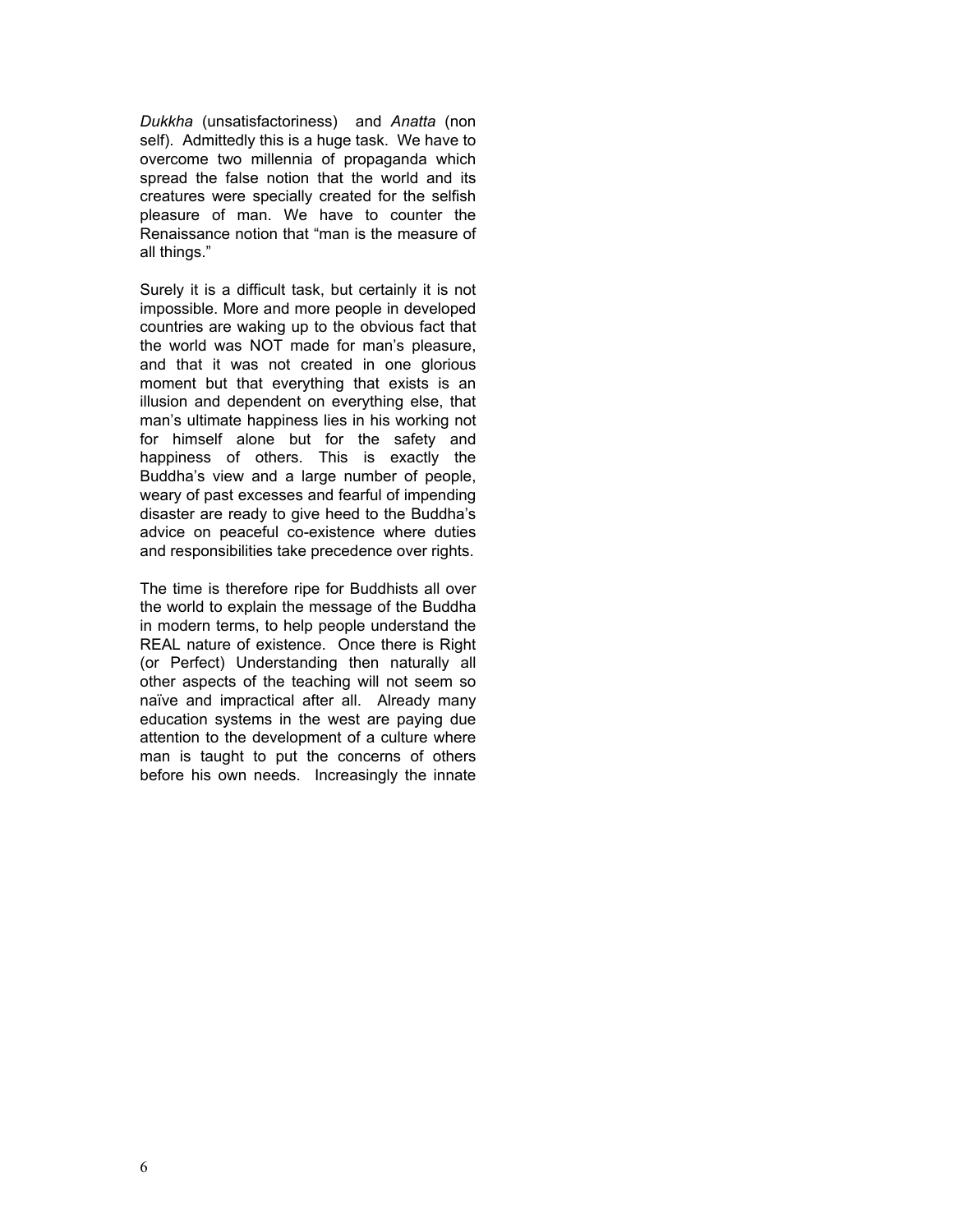*Dukkha* (unsatisfactoriness) and *Anatta* (non self). Admittedly this is a huge task. We have to overcome two millennia of propaganda which spread the false notion that the world and its creatures were specially created for the selfish pleasure of man. We have to counter the Renaissance notion that "man is the measure of all things."

Surely it is a difficult task, but certainly it is not impossible. More and more people in developed countries are waking up to the obvious fact that the world was NOT made for man's pleasure, and that it was not created in one glorious moment but that everything that exists is an illusion and dependent on everything else, that man's ultimate happiness lies in his working not for himself alone but for the safety and happiness of others. This is exactly the Buddha's view and a large number of people, weary of past excesses and fearful of impending disaster are ready to give heed to the Buddha's advice on peaceful co-existence where duties and responsibilities take precedence over rights.

The time is therefore ripe for Buddhists all over the world to explain the message of the Buddha in modern terms, to help people understand the REAL nature of existence. Once there is Right (or Perfect) Understanding then naturally all other aspects of the teaching will not seem so naïve and impractical after all. Already many education systems in the west are paying due attention to the development of a culture where man is taught to put the concerns of others before his own needs. Increasingly the innate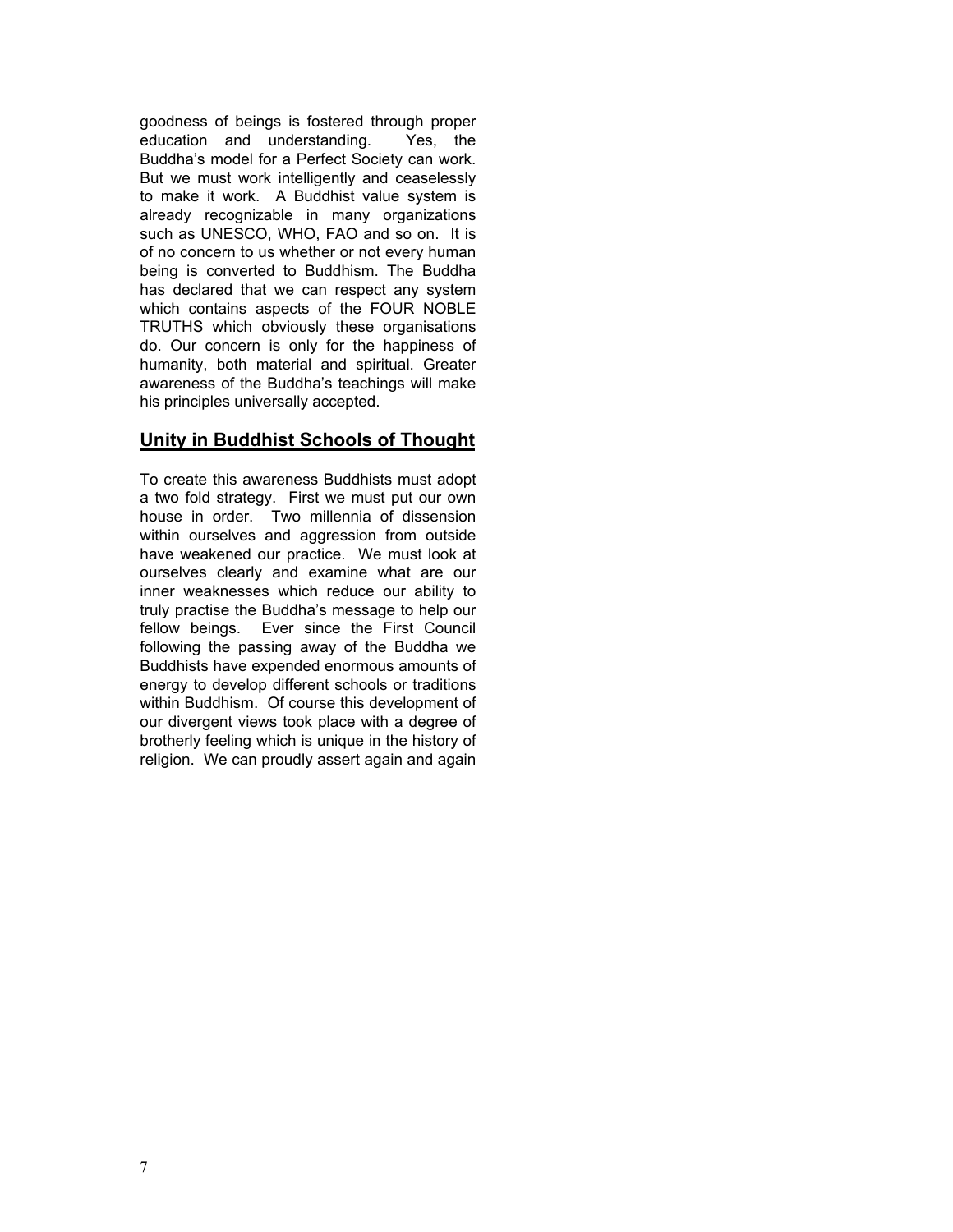goodness of beings is fostered through proper education and understanding. Yes, the Buddha's model for a Perfect Society can work. But we must work intelligently and ceaselessly to make it work. A Buddhist value system is already recognizable in many organizations such as UNESCO, WHO, FAO and so on. It is of no concern to us whether or not every human being is converted to Buddhism. The Buddha has declared that we can respect any system which contains aspects of the FOUR NOBLE TRUTHS which obviously these organisations do. Our concern is only for the happiness of humanity, both material and spiritual. Greater awareness of the Buddha's teachings will make his principles universally accepted.

## Unity in Buddhist Schools of Thought

To create this awareness Buddhists must adopt a two fold strategy. First we must put our own house in order. Two millennia of dissension within ourselves and aggression from outside have weakened our practice. We must look at ourselves clearly and examine what are our inner weaknesses which reduce our ability to truly practise the Buddha's message to help our fellow beings. Ever since the First Council following the passing away of the Buddha we Buddhists have expended enormous amounts of energy to develop different schools or traditions within Buddhism. Of course this development of our divergent views took place with a degree of brotherly feeling which is unique in the history of religion. We can proudly assert again and again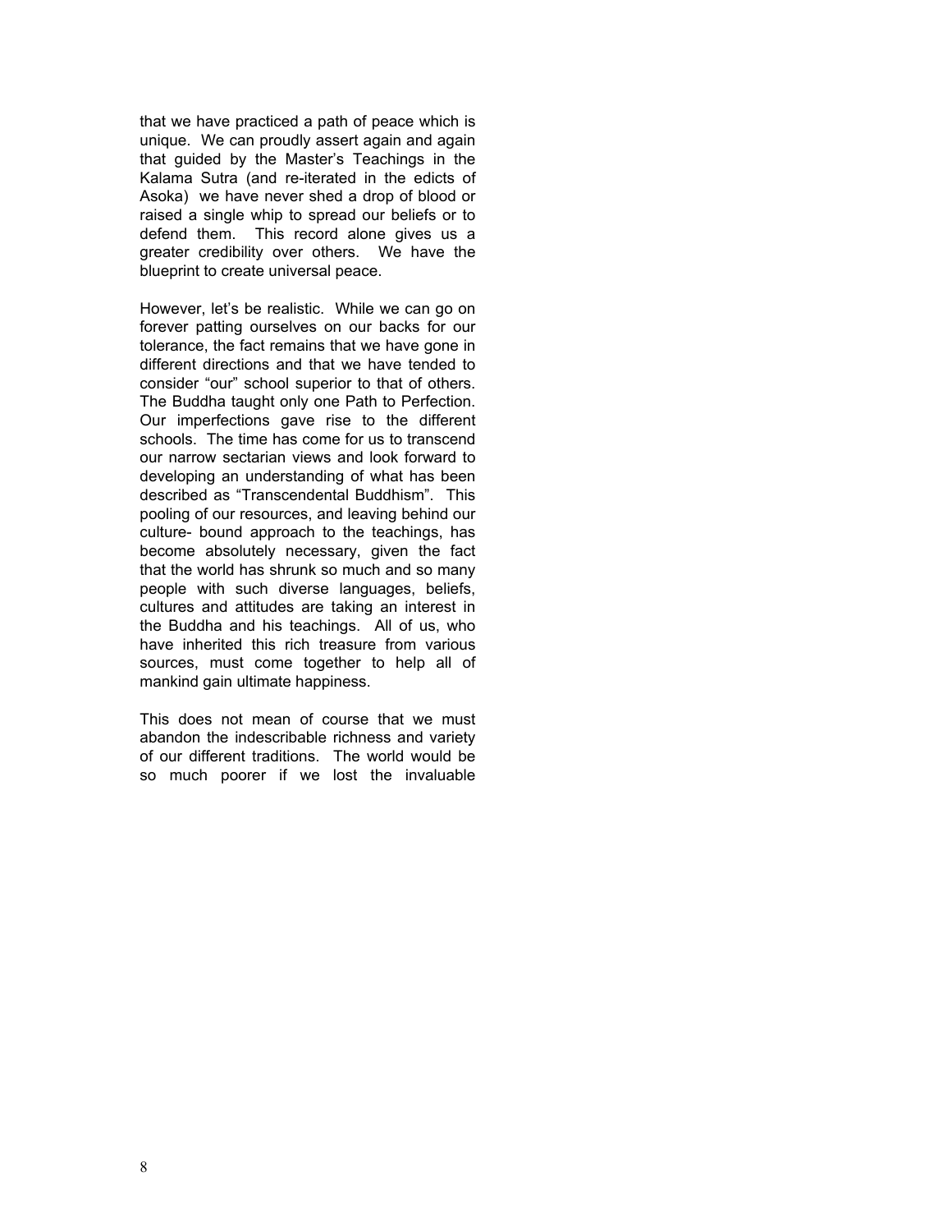that we have practiced a path of peace which is unique. We can proudly assert again and again that guided by the Master's Teachings in the Kalama Sutra (and re-iterated in the edicts of Asoka) we have never shed a drop of blood or raised a single whip to spread our beliefs or to defend them. This record alone gives us a greater credibility over others. We have the blueprint to create universal peace.

However, let's be realistic. While we can go on forever patting ourselves on our backs for our tolerance, the fact remains that we have gone in different directions and that we have tended to consider "our" school superior to that of others. The Buddha taught only one Path to Perfection. Our imperfections gave rise to the different schools. The time has come for us to transcend our narrow sectarian views and look forward to developing an understanding of what has been described as "Transcendental Buddhism". This pooling of our resources, and leaving behind our culture- bound approach to the teachings, has become absolutely necessary, given the fact that the world has shrunk so much and so many people with such diverse languages, beliefs, cultures and attitudes are taking an interest in the Buddha and his teachings. All of us, who have inherited this rich treasure from various sources, must come together to help all of mankind gain ultimate happiness.

This does not mean of course that we must abandon the indescribable richness and variety of our different traditions. The world would be so much poorer if we lost the invaluable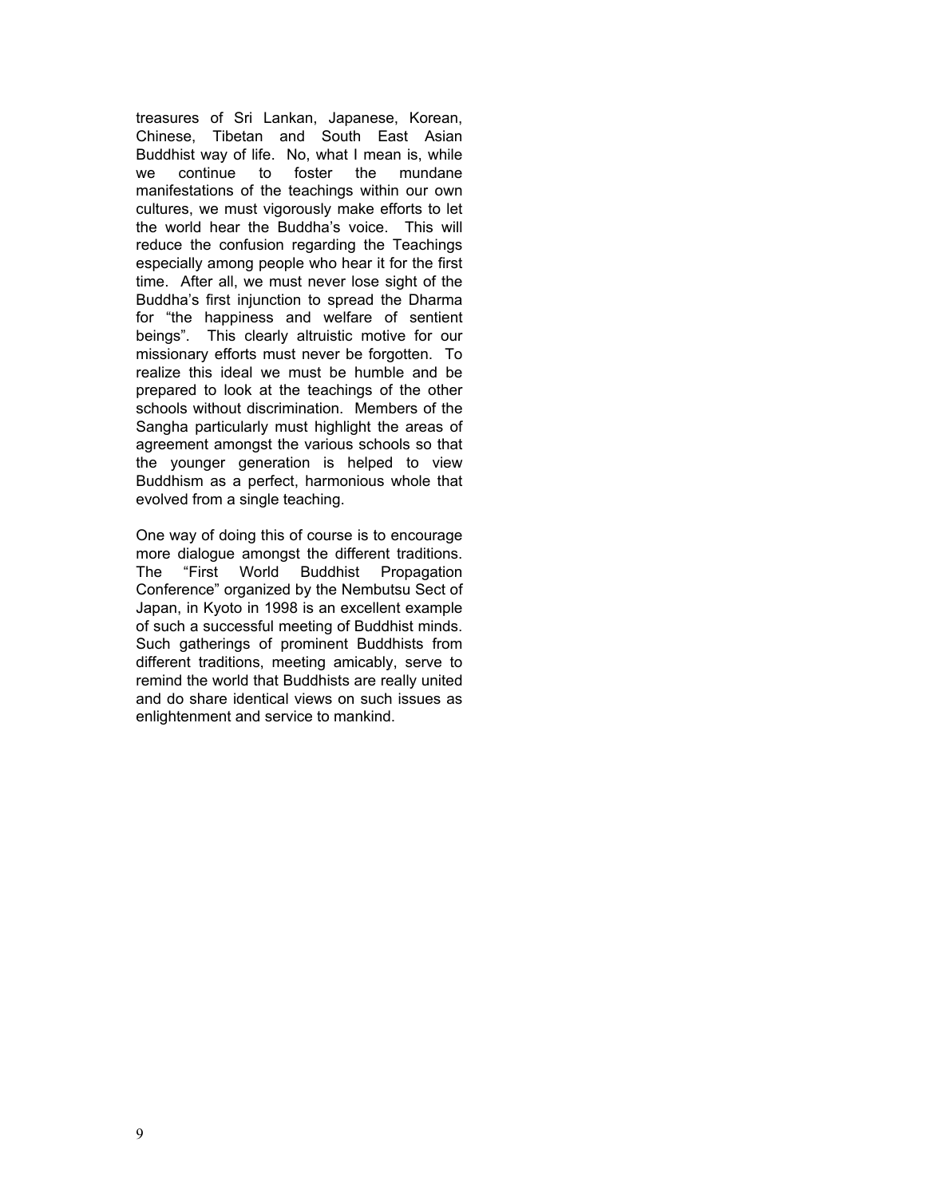treasures of Sri Lankan, Japanese, Korean, Chinese, Tibetan and South East Asian Buddhist way of life. No, what I mean is, while we continue to foster the mundane manifestations of the teachings within our own cultures, we must vigorously make efforts to let the world hear the Buddha's voice. This will reduce the confusion regarding the Teachings especially among people who hear it for the first time. After all, we must never lose sight of the Buddha's first injunction to spread the Dharma for "the happiness and welfare of sentient beings". This clearly altruistic motive for our missionary efforts must never be forgotten. To realize this ideal we must be humble and be prepared to look at the teachings of the other schools without discrimination. Members of the Sangha particularly must highlight the areas of agreement amongst the various schools so that the younger generation is helped to view Buddhism as a perfect, harmonious whole that evolved from a single teaching.

One way of doing this of course is to encourage more dialogue amongst the different traditions. The "First World Buddhist Propagation Conference" organized by the Nembutsu Sect of Japan, in Kyoto in 1998 is an excellent example of such a successful meeting of Buddhist minds. Such gatherings of prominent Buddhists from different traditions, meeting amicably, serve to remind the world that Buddhists are really united and do share identical views on such issues as enlightenment and service to mankind.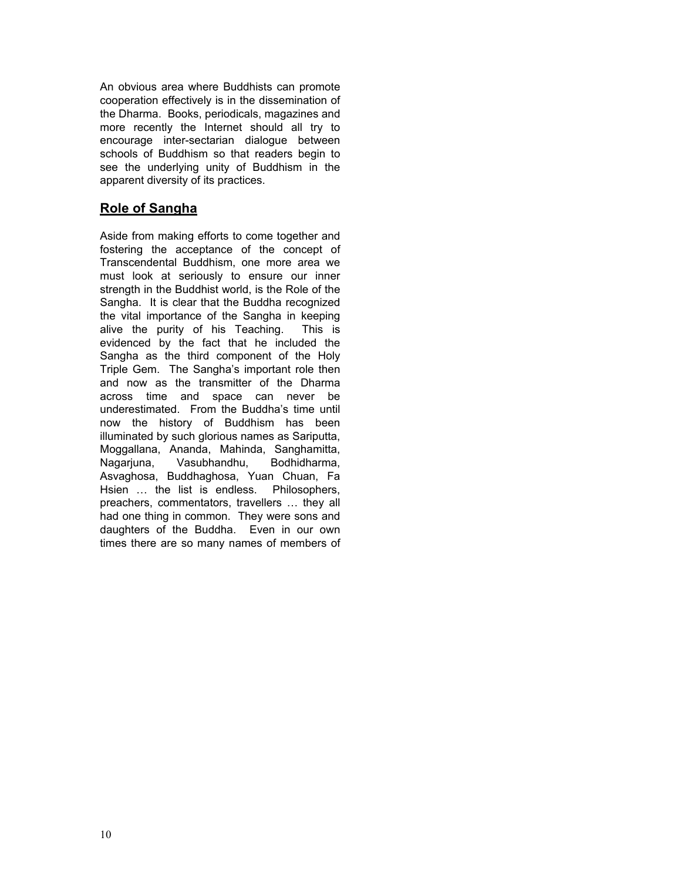An obvious area where Buddhists can promote cooperation effectively is in the dissemination of the Dharma. Books, periodicals, magazines and more recently the Internet should all try to encourage inter-sectarian dialogue between schools of Buddhism so that readers begin to see the underlying unity of Buddhism in the apparent diversity of its practices.

## Role of Sangha

Aside from making efforts to come together and fostering the acceptance of the concept of Transcendental Buddhism, one more area we must look at seriously to ensure our inner strength in the Buddhist world, is the Role of the Sangha. It is clear that the Buddha recognized the vital importance of the Sangha in keeping alive the purity of his Teaching. This is evidenced by the fact that he included the Sangha as the third component of the Holy Triple Gem. The Sangha's important role then and now as the transmitter of the Dharma across time and space can never be underestimated. From the Buddha's time until now the history of Buddhism has been illuminated by such glorious names as Sariputta, Moggallana, Ananda, Mahinda, Sanghamitta, Nagarjuna, Vasubhandhu, Bodhidharma, Asvaghosa, Buddhaghosa, Yuan Chuan, Fa Hsien … the list is endless. Philosophers, preachers, commentators, travellers … they all had one thing in common. They were sons and daughters of the Buddha. Even in our own times there are so many names of members of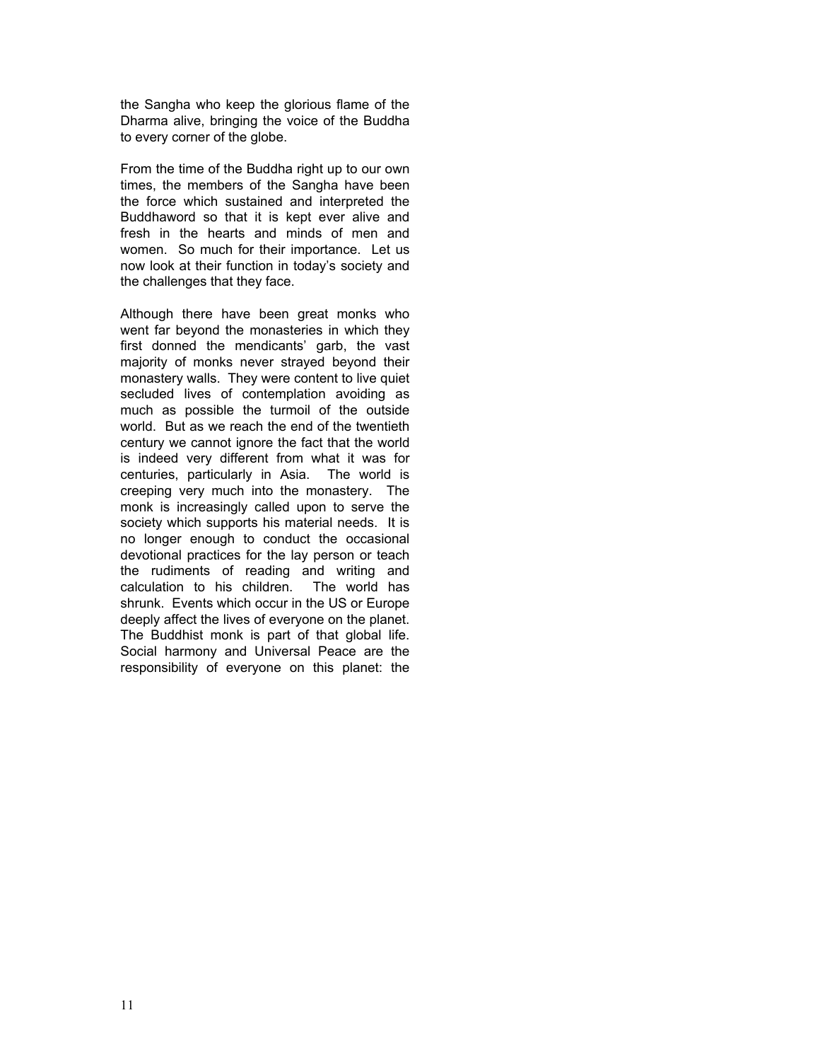the Sangha who keep the glorious flame of the Dharma alive, bringing the voice of the Buddha to every corner of the globe.

From the time of the Buddha right up to our own times, the members of the Sangha have been the force which sustained and interpreted the Buddhaword so that it is kept ever alive and fresh in the hearts and minds of men and women. So much for their importance. Let us now look at their function in today's society and the challenges that they face.

Although there have been great monks who went far beyond the monasteries in which they first donned the mendicants' garb, the vast majority of monks never strayed beyond their monastery walls. They were content to live quiet secluded lives of contemplation avoiding as much as possible the turmoil of the outside world. But as we reach the end of the twentieth century we cannot ignore the fact that the world is indeed very different from what it was for centuries, particularly in Asia. The world is creeping very much into the monastery. The monk is increasingly called upon to serve the society which supports his material needs. It is no longer enough to conduct the occasional devotional practices for the lay person or teach the rudiments of reading and writing and calculation to his children. The world has shrunk. Events which occur in the US or Europe deeply affect the lives of everyone on the planet. The Buddhist monk is part of that global life. Social harmony and Universal Peace are the responsibility of everyone on this planet: the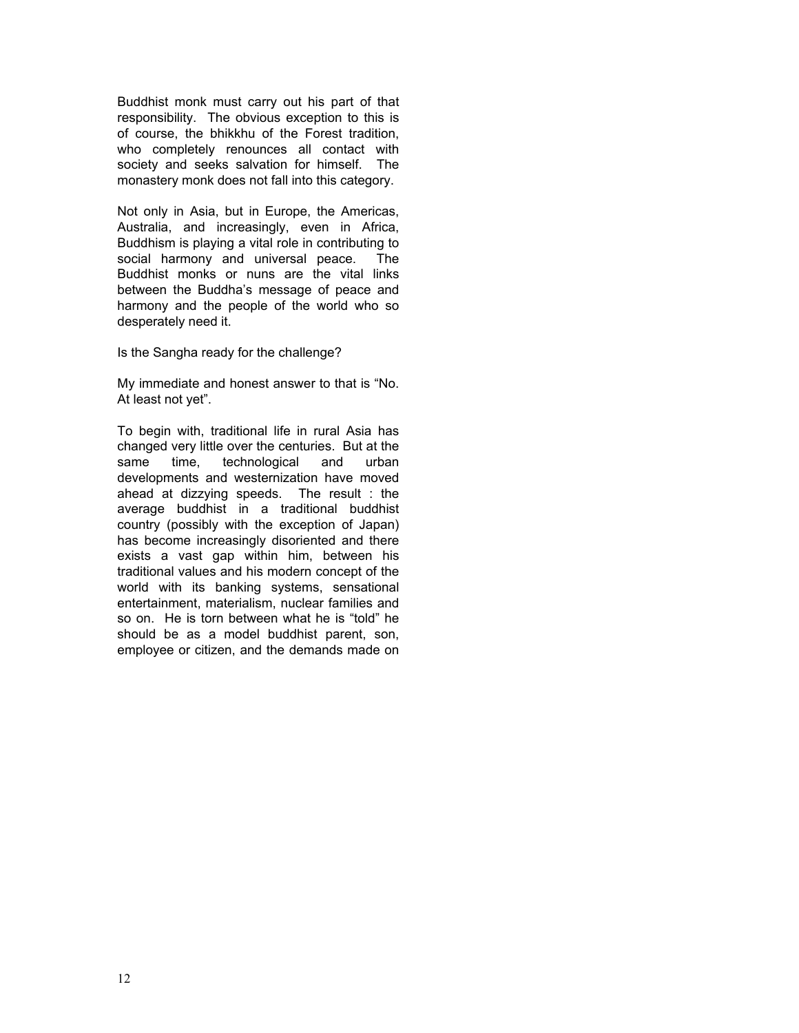Buddhist monk must carry out his part of that responsibility. The obvious exception to this is of course, the bhikkhu of the Forest tradition, who completely renounces all contact with society and seeks salvation for himself. The monastery monk does not fall into this category.

Not only in Asia, but in Europe, the Americas, Australia, and increasingly, even in Africa, Buddhism is playing a vital role in contributing to social harmony and universal peace. The Buddhist monks or nuns are the vital links between the Buddha's message of peace and harmony and the people of the world who so desperately need it.

Is the Sangha ready for the challenge?

My immediate and honest answer to that is "No. At least not yet".

To begin with, traditional life in rural Asia has changed very little over the centuries. But at the same time, technological and urban developments and westernization have moved ahead at dizzying speeds. The result : the average buddhist in a traditional buddhist country (possibly with the exception of Japan) has become increasingly disoriented and there exists a vast gap within him, between his traditional values and his modern concept of the world with its banking systems, sensational entertainment, materialism, nuclear families and so on. He is torn between what he is "told" he should be as a model buddhist parent, son, employee or citizen, and the demands made on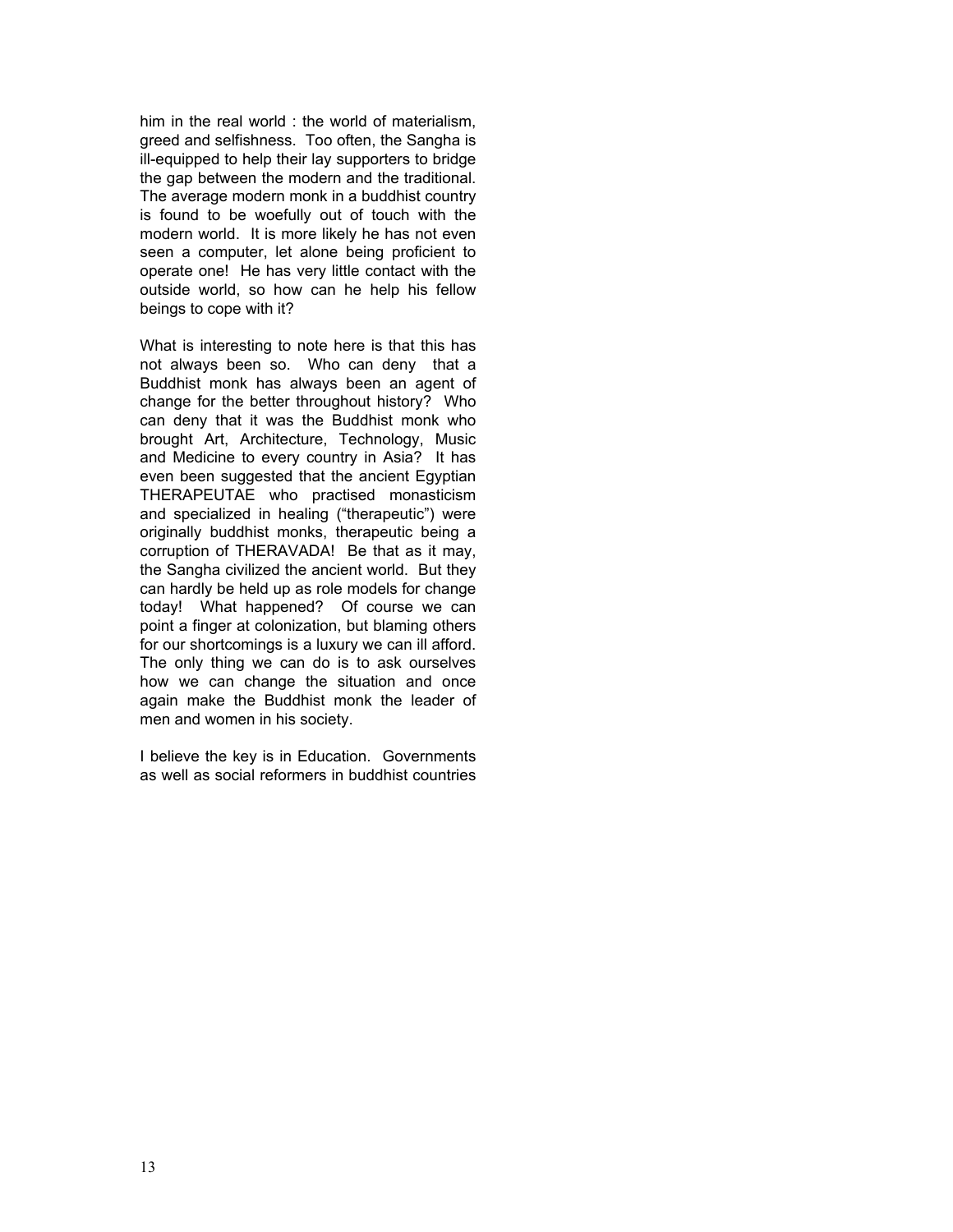him in the real world : the world of materialism, greed and selfishness. Too often, the Sangha is ill-equipped to help their lay supporters to bridge the gap between the modern and the traditional. The average modern monk in a buddhist country is found to be woefully out of touch with the modern world. It is more likely he has not even seen a computer, let alone being proficient to operate one! He has very little contact with the outside world, so how can he help his fellow beings to cope with it?

What is interesting to note here is that this has not always been so. Who can deny that a Buddhist monk has always been an agent of change for the better throughout history? Who can deny that it was the Buddhist monk who brought Art, Architecture, Technology, Music and Medicine to every country in Asia? It has even been suggested that the ancient Egyptian THERAPEUTAE who practised monasticism and specialized in healing ("therapeutic") were originally buddhist monks, therapeutic being a corruption of THERAVADA! Be that as it may, the Sangha civilized the ancient world. But they can hardly be held up as role models for change today! What happened? Of course we can point a finger at colonization, but blaming others for our shortcomings is a luxury we can ill afford. The only thing we can do is to ask ourselves how we can change the situation and once again make the Buddhist monk the leader of men and women in his society.

I believe the key is in Education. Governments as well as social reformers in buddhist countries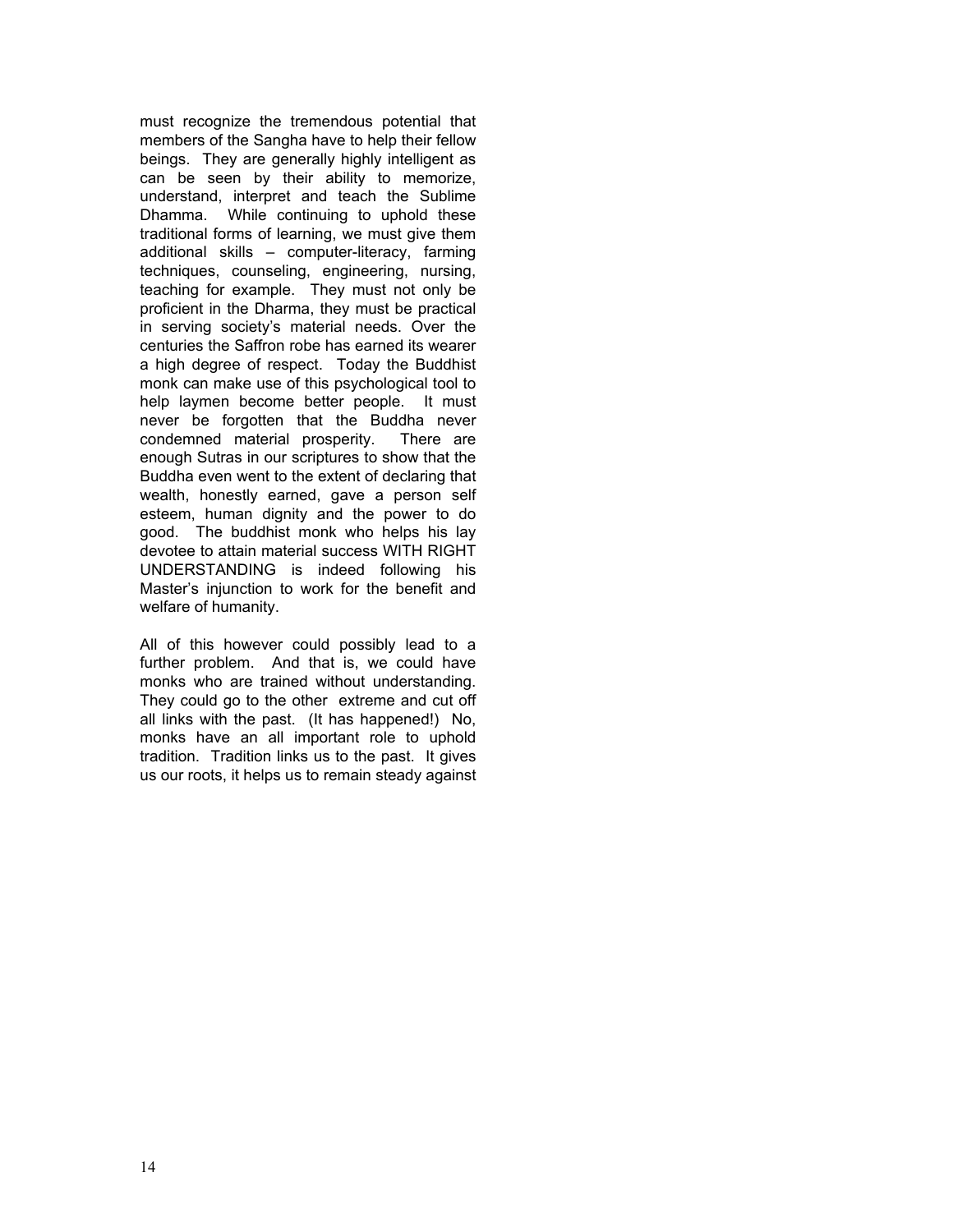must recognize the tremendous potential that members of the Sangha have to help their fellow beings. They are generally highly intelligent as can be seen by their ability to memorize, understand, interpret and teach the Sublime Dhamma. While continuing to uphold these traditional forms of learning, we must give them additional skills – computer-literacy, farming techniques, counseling, engineering, nursing, teaching for example. They must not only be proficient in the Dharma, they must be practical in serving society's material needs. Over the centuries the Saffron robe has earned its wearer a high degree of respect. Today the Buddhist monk can make use of this psychological tool to help laymen become better people. It must never be forgotten that the Buddha never condemned material prosperity. There are enough Sutras in our scriptures to show that the Buddha even went to the extent of declaring that wealth, honestly earned, gave a person self esteem, human dignity and the power to do good. The buddhist monk who helps his lay devotee to attain material success WITH RIGHT UNDERSTANDING is indeed following his Master's injunction to work for the benefit and welfare of humanity.

All of this however could possibly lead to a further problem. And that is, we could have monks who are trained without understanding. They could go to the other extreme and cut off all links with the past. (It has happened!) No, monks have an all important role to uphold tradition. Tradition links us to the past. It gives us our roots, it helps us to remain steady against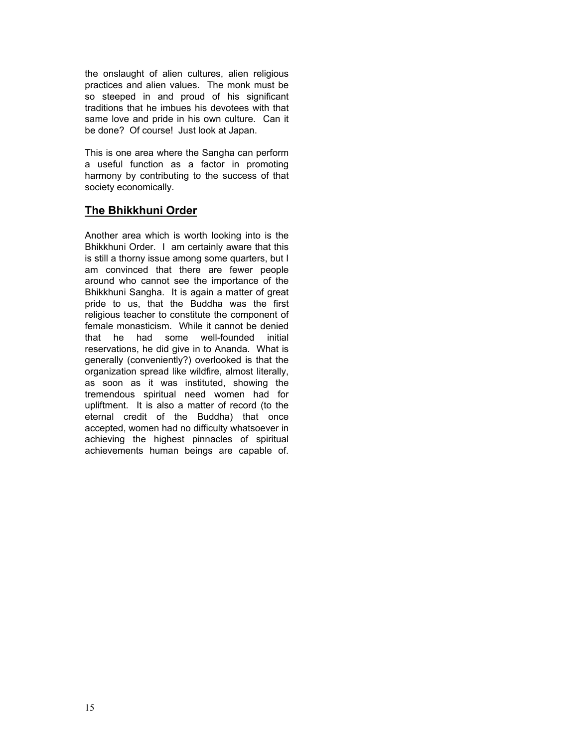the onslaught of alien cultures, alien religious practices and alien values. The monk must be so steeped in and proud of his significant traditions that he imbues his devotees with that same love and pride in his own culture. Can it be done? Of course! Just look at Japan.

This is one area where the Sangha can perform a useful function as a factor in promoting harmony by contributing to the success of that society economically.

## The Bhikkhuni Order

Another area which is worth looking into is the Bhikkhuni Order. I am certainly aware that this is still a thorny issue among some quarters, but I am convinced that there are fewer people around who cannot see the importance of the Bhikkhuni Sangha. It is again a matter of great pride to us, that the Buddha was the first religious teacher to constitute the component of female monasticism. While it cannot be denied that he had some well-founded initial reservations, he did give in to Ananda. What is generally (conveniently?) overlooked is that the organization spread like wildfire, almost literally, as soon as it was instituted, showing the tremendous spiritual need women had for upliftment. It is also a matter of record (to the eternal credit of the Buddha) that once accepted, women had no difficulty whatsoever in achieving the highest pinnacles of spiritual achievements human beings are capable of.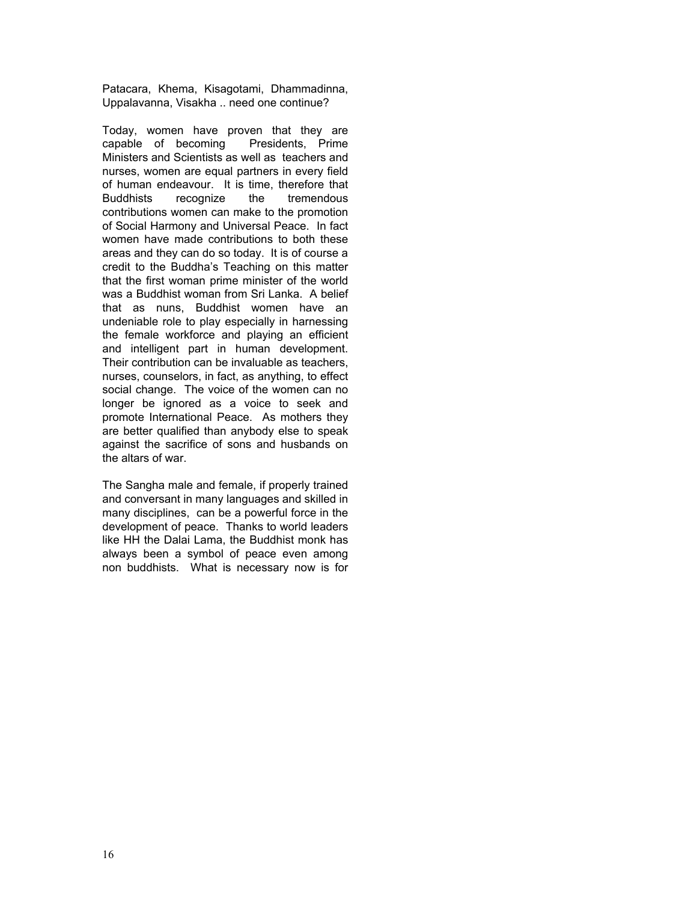Patacara, Khema, Kisagotami, Dhammadinna, Uppalavanna, Visakha .. need one continue?

Today, women have proven that they are capable of becoming Presidents, Prime Ministers and Scientists as well as teachers and nurses, women are equal partners in every field of human endeavour. It is time, therefore that Buddhists recognize the tremendous contributions women can make to the promotion of Social Harmony and Universal Peace. In fact women have made contributions to both these areas and they can do so today. It is of course a credit to the Buddha's Teaching on this matter that the first woman prime minister of the world was a Buddhist woman from Sri Lanka. A belief that as nuns, Buddhist women have an undeniable role to play especially in harnessing the female workforce and playing an efficient and intelligent part in human development. Their contribution can be invaluable as teachers, nurses, counselors, in fact, as anything, to effect social change. The voice of the women can no longer be ignored as a voice to seek and promote International Peace. As mothers they are better qualified than anybody else to speak against the sacrifice of sons and husbands on the altars of war.

The Sangha male and female, if properly trained and conversant in many languages and skilled in many disciplines, can be a powerful force in the development of peace. Thanks to world leaders like HH the Dalai Lama, the Buddhist monk has always been a symbol of peace even among non buddhists. What is necessary now is for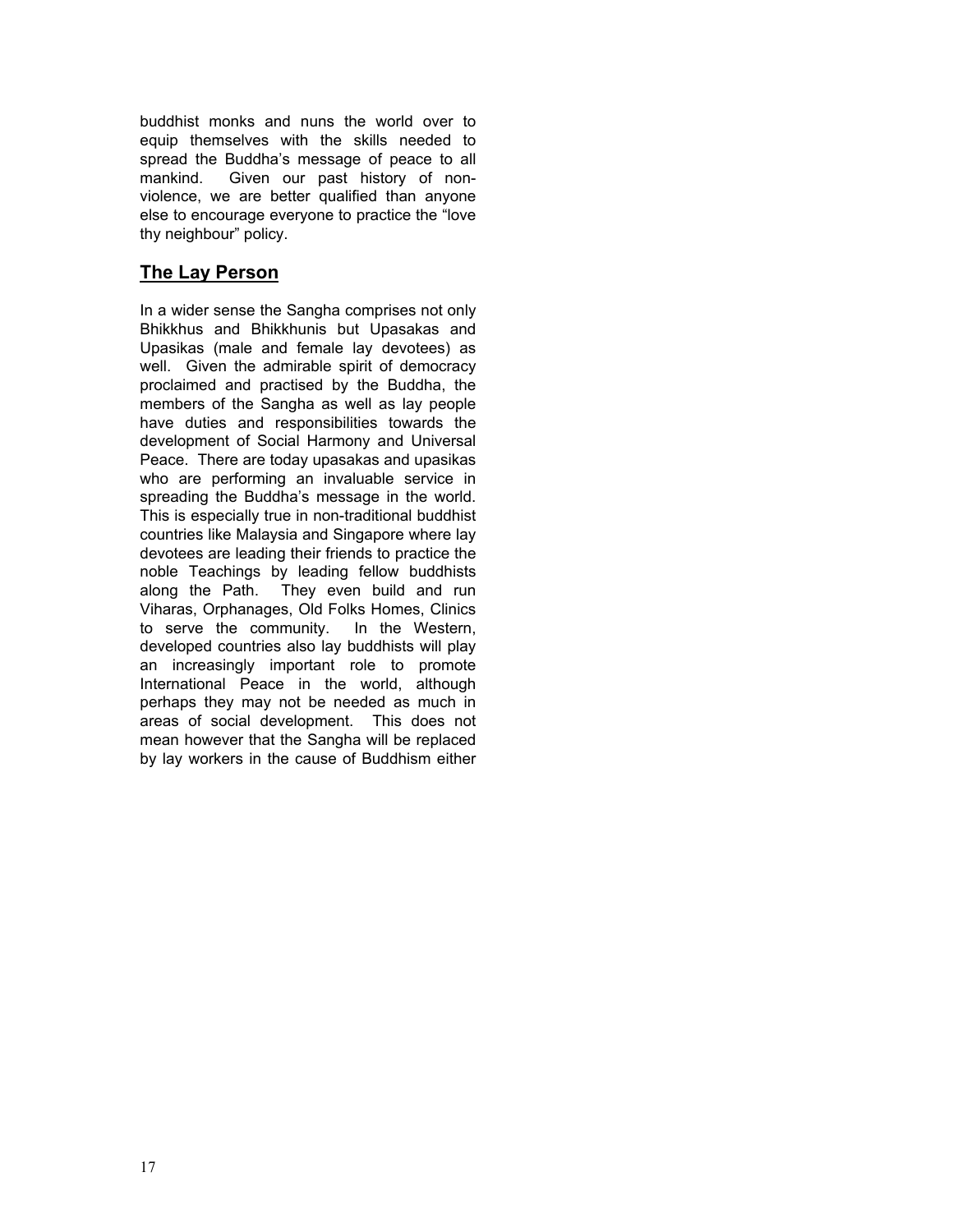buddhist monks and nuns the world over to equip themselves with the skills needed to spread the Buddha's message of peace to all mankind. Given our past history of non-violence, we are better qualified than anyone else to encourage everyone to practice the "love thy neighbour" policy.

## **The Lay Person**

In a wider sense the Sangha comprises not only Bhikkhus and Bhikkhunis but Upasakas and Upasikas (male and female lay devotees) as well. Given the admirable spirit of democracy proclaimed and practised by the Buddha, the members of the Sangha as well as lay people have duties and responsibilities towards the development of Social Harmony and Universal Peace. There are today upasakas and upasikas who are performing an invaluable service in spreading the Buddha's message in the world. This is especially true in non-traditional buddhist countries like Malaysia and Singapore where lay devotees are leading their friends to practice the noble Teachings by leading fellow buddhists along the Path. They even build and run Viharas, Orphanages, Old Folks Homes, Clinics to serve the community. In the Western, developed countries also lay buddhists will play an increasingly important role to promote International Peace in the world, although perhaps they may not be needed as much in areas of social development. This does not mean however that the Sangha will be replaced by lay workers in the cause of Buddhism either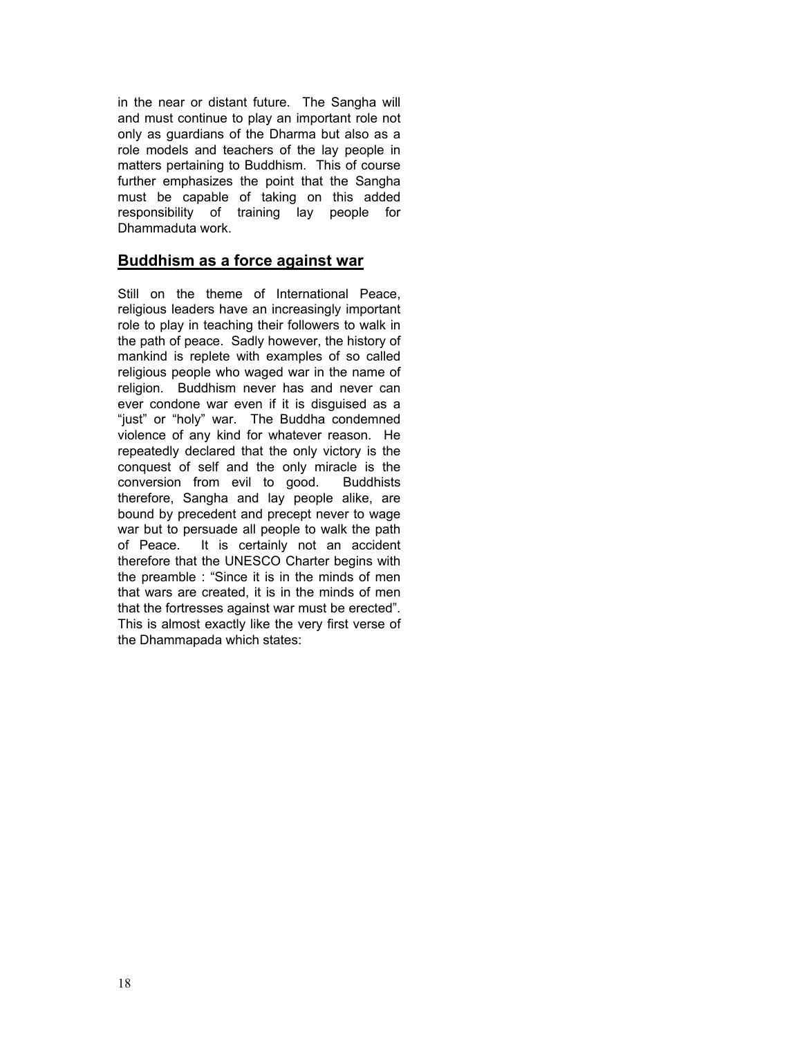in the near or distant future. The Sangha will and must continue to play an important role not only as guardians of the Dharma but also as a role models and teachers of the lay people in matters pertaining to Buddhism. This of course further emphasizes the point that the Sangha must be capable of taking on this added responsibility of training lay people for Dhammaduta work.

## Buddhism as a force against war

Still on the theme of International Peace, religious leaders have an increasingly important role to play in teaching their followers to walk in the path of peace. Sadly however, the history of mankind is replete with examples of so called religious people who waged war in the name of religion. Buddhism never has and never can ever condone war even if it is disguised as a "just" or "holy" war. The Buddha condemned violence of any kind for whatever reason. He repeatedly declared that the only victory is the conquest of self and the only miracle is the conversion from evil to good. Buddhists therefore, Sangha and lay people alike, are bound by precedent and precept never to wage war but to persuade all people to walk the path of Peace. It is certainly not an accident therefore that the UNESCO Charter begins with the preamble : "Since it is in the minds of men that wars are created, it is in the minds of men that the fortresses against war must be erected". This is almost exactly like the very first verse of the Dhammapada which states: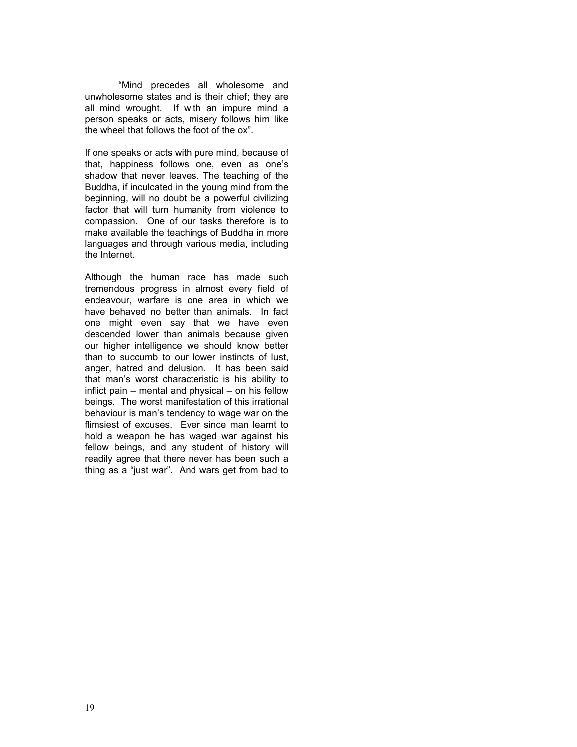"Mind precedes all wholesome and unwholesome states and is their chief; they are all mind wrought. If with an impure mind a person speaks or acts, misery follows him like the wheel that follows the foot of the ox".

If one speaks or acts with pure mind, because of that, happiness follows one, even as one's shadow that never leaves. The teaching of the Buddha, if inculcated in the young mind from the beginning, will no doubt be a powerful civilizing factor that will turn humanity from violence to compassion. One of our tasks therefore is to make available the teachings of Buddha in more languages and through various media, including the Internet.

Although the human race has made such tremendous progress in almost every field of endeavour, warfare is one area in which we have behaved no better than animals. In fact one might even say that we have even descended lower than animals because given our higher intelligence we should know better than to succumb to our lower instincts of lust, anger, hatred and delusion. It has been said that man's worst characteristic is his ability to inflict pain – mental and physical – on his fellow beings. The worst manifestation of this irrational behaviour is man's tendency to wage war on the flimsiest of excuses. Ever since man learnt to hold a weapon he has waged war against his fellow beings, and any student of history will readily agree that there never has been such a thing as a "just war". And wars get from bad to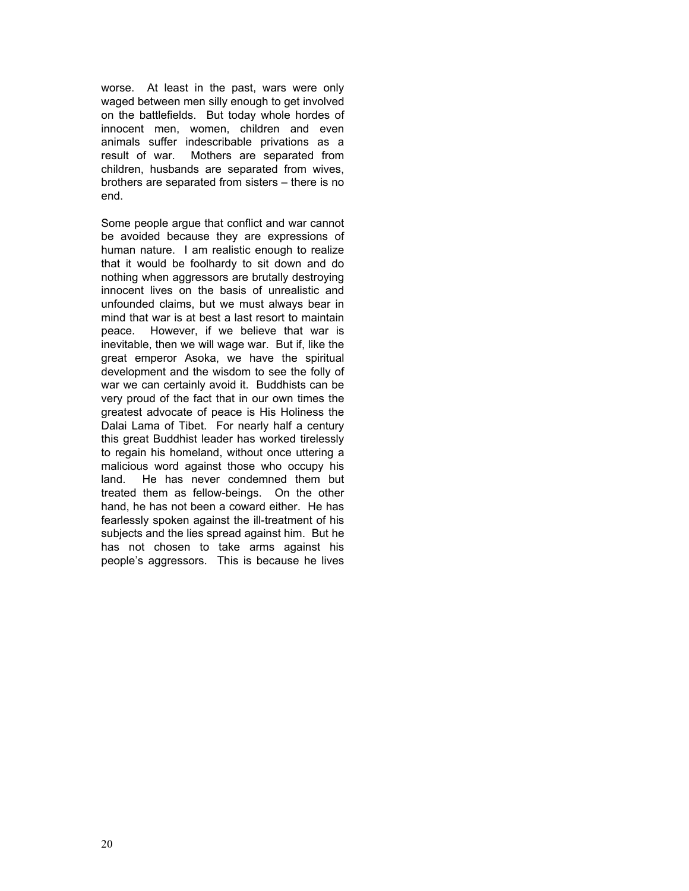worse. At least in the past, wars were only waged between men silly enough to get involved on the battlefields. But today whole hordes of innocent men, women, children and even animals suffer indescribable privations as a result of war. Mothers are separated from children, husbands are separated from wives, brothers are separated from sisters – there is no end.

Some people argue that conflict and war cannot be avoided because they are expressions of human nature. I am realistic enough to realize that it would be foolhardy to sit down and do nothing when aggressors are brutally destroying innocent lives on the basis of unrealistic and unfounded claims, but we must always bear in mind that war is at best a last resort to maintain peace. However, if we believe that war is inevitable, then we will wage war. But if, like the great emperor Asoka, we have the spiritual development and the wisdom to see the folly of war we can certainly avoid it. Buddhists can be very proud of the fact that in our own times the greatest advocate of peace is His Holiness the Dalai Lama of Tibet. For nearly half a century this great Buddhist leader has worked tirelessly to regain his homeland, without once uttering a malicious word against those who occupy his land. He has never condemned them but treated them as fellow-beings. On the other hand, he has not been a coward either. He has fearlessly spoken against the ill-treatment of his subjects and the lies spread against him. But he has not chosen to take arms against his people's aggressors. This is because he lives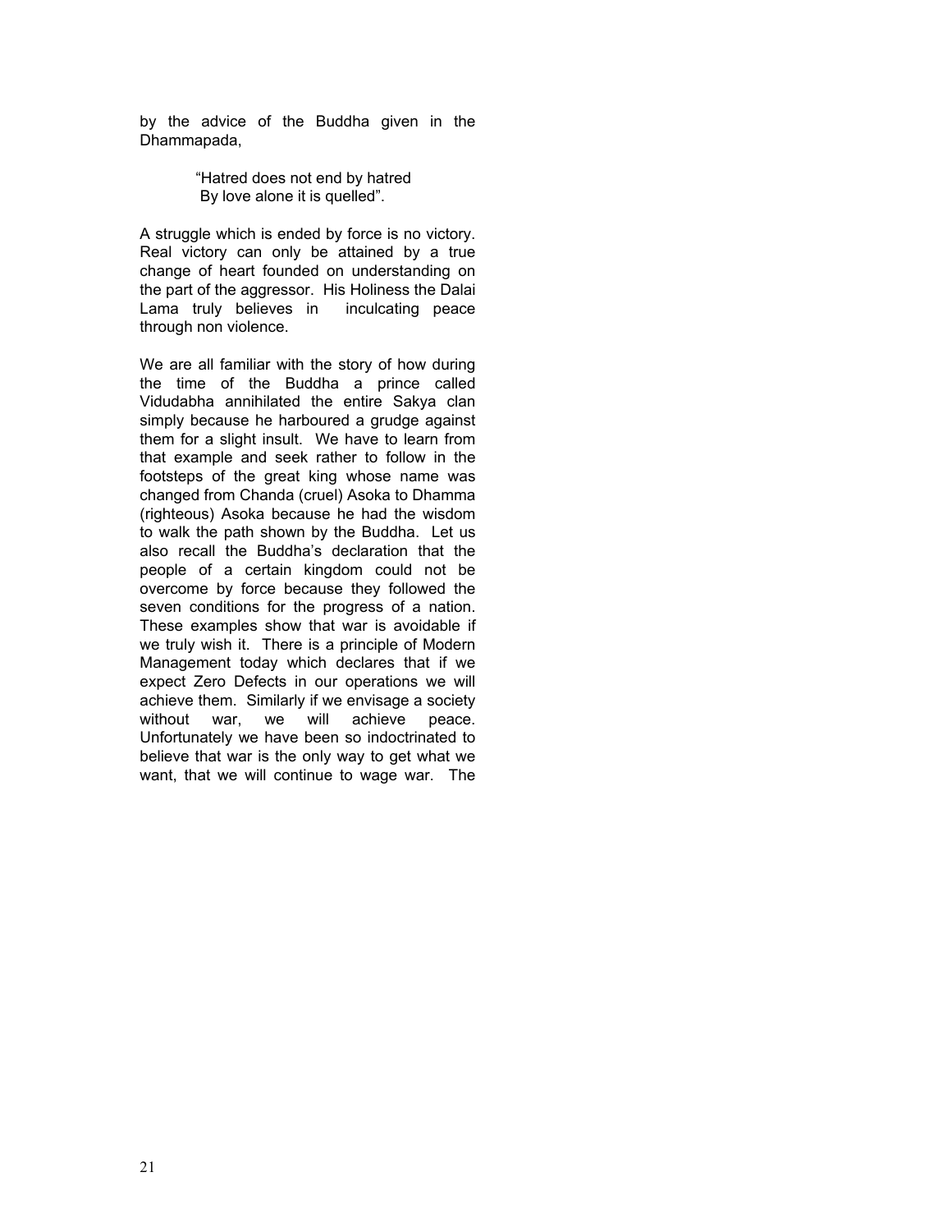by the advice of the Buddha given in the Dhammapada,

> “Hatred does not end by hatred
> By love alone it is quelled”.

A struggle which is ended by force is no victory. Real victory can only be attained by a true change of heart founded on understanding on the part of the aggressor. His Holiness the Dalai Lama truly believes in inculcating peace through non violence.

We are all familiar with the story of how during the time of the Buddha a prince called Vidudabha annihilated the entire Sakya clan simply because he harboured a grudge against them for a slight insult. We have to learn from that example and seek rather to follow in the footsteps of the great king whose name was changed from Chanda (cruel) Asoka to Dhamma (righteous) Asoka because he had the wisdom to walk the path shown by the Buddha. Let us also recall the Buddha’s declaration that the people of a certain kingdom could not be overcome by force because they followed the seven conditions for the progress of a nation. These examples show that war is avoidable if we truly wish it. There is a principle of Modern Management today which declares that if we expect Zero Defects in our operations we will achieve them. Similarly if we envisage a society without war, we will achieve peace. Unfortunately we have been so indoctrinated to believe that war is the only way to get what we want, that we will continue to wage war. The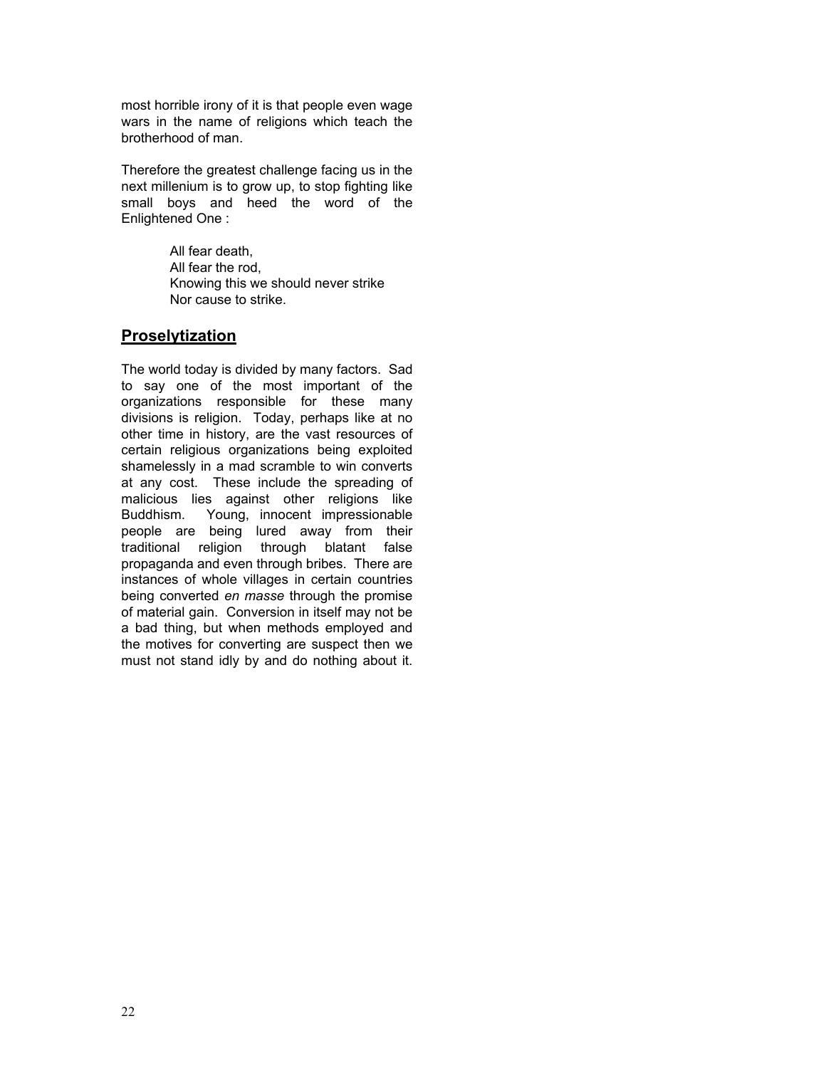most horrible irony of it is that people even wage wars in the name of religions which teach the brotherhood of man.

Therefore the greatest challenge facing us in the next millenium is to grow up, to stop fighting like small boys and heed the word of the Enlightened One :

> All fear death,  
> All fear the rod,  
> Knowing this we should never strike  
> Nor cause to strike.

## Proselytization

The world today is divided by many factors. Sad to say one of the most important of the organizations responsible for these many divisions is religion. Today, perhaps like at no other time in history, are the vast resources of certain religious organizations being exploited shamelessly in a mad scramble to win converts at any cost. These include the spreading of malicious lies against other religions like Buddhism. Young, innocent impressionable people are being lured away from their traditional religion through blatant false propaganda and even through bribes. There are instances of whole villages in certain countries being converted *en masse* through the promise of material gain. Conversion in itself may not be a bad thing, but when methods employed and the motives for converting are suspect then we must not stand idly by and do nothing about it.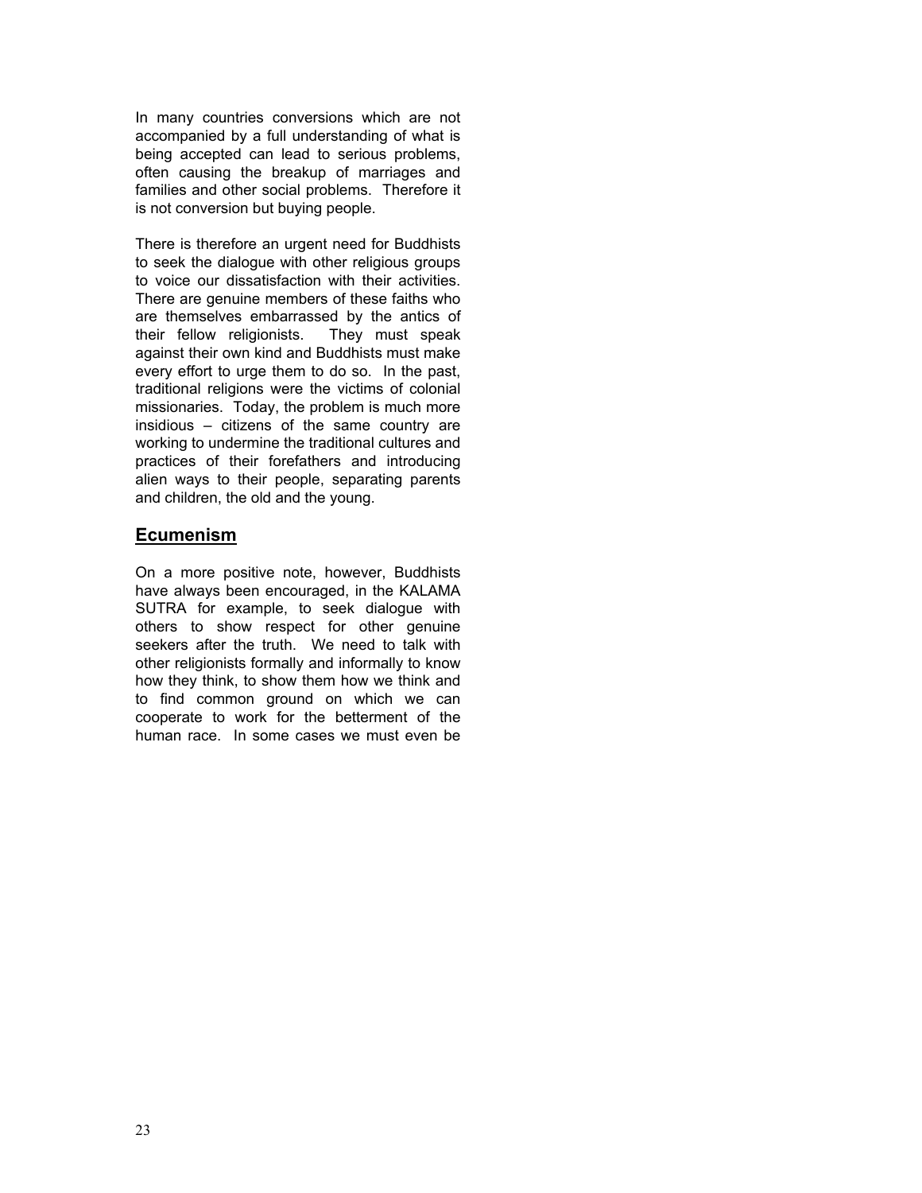In many countries conversions which are not accompanied by a full understanding of what is being accepted can lead to serious problems, often causing the breakup of marriages and families and other social problems. Therefore it is not conversion but buying people.

There is therefore an urgent need for Buddhists to seek the dialogue with other religious groups to voice our dissatisfaction with their activities. There are genuine members of these faiths who are themselves embarrassed by the antics of their fellow religionists. They must speak against their own kind and Buddhists must make every effort to urge them to do so. In the past, traditional religions were the victims of colonial missionaries. Today, the problem is much more insidious – citizens of the same country are working to undermine the traditional cultures and practices of their forefathers and introducing alien ways to their people, separating parents and children, the old and the young.

## Ecumenism

On a more positive note, however, Buddhists have always been encouraged, in the KALAMA SUTRA for example, to seek dialogue with others to show respect for other genuine seekers after the truth. We need to talk with other religionists formally and informally to know how they think, to show them how we think and to find common ground on which we can cooperate to work for the betterment of the human race. In some cases we must even be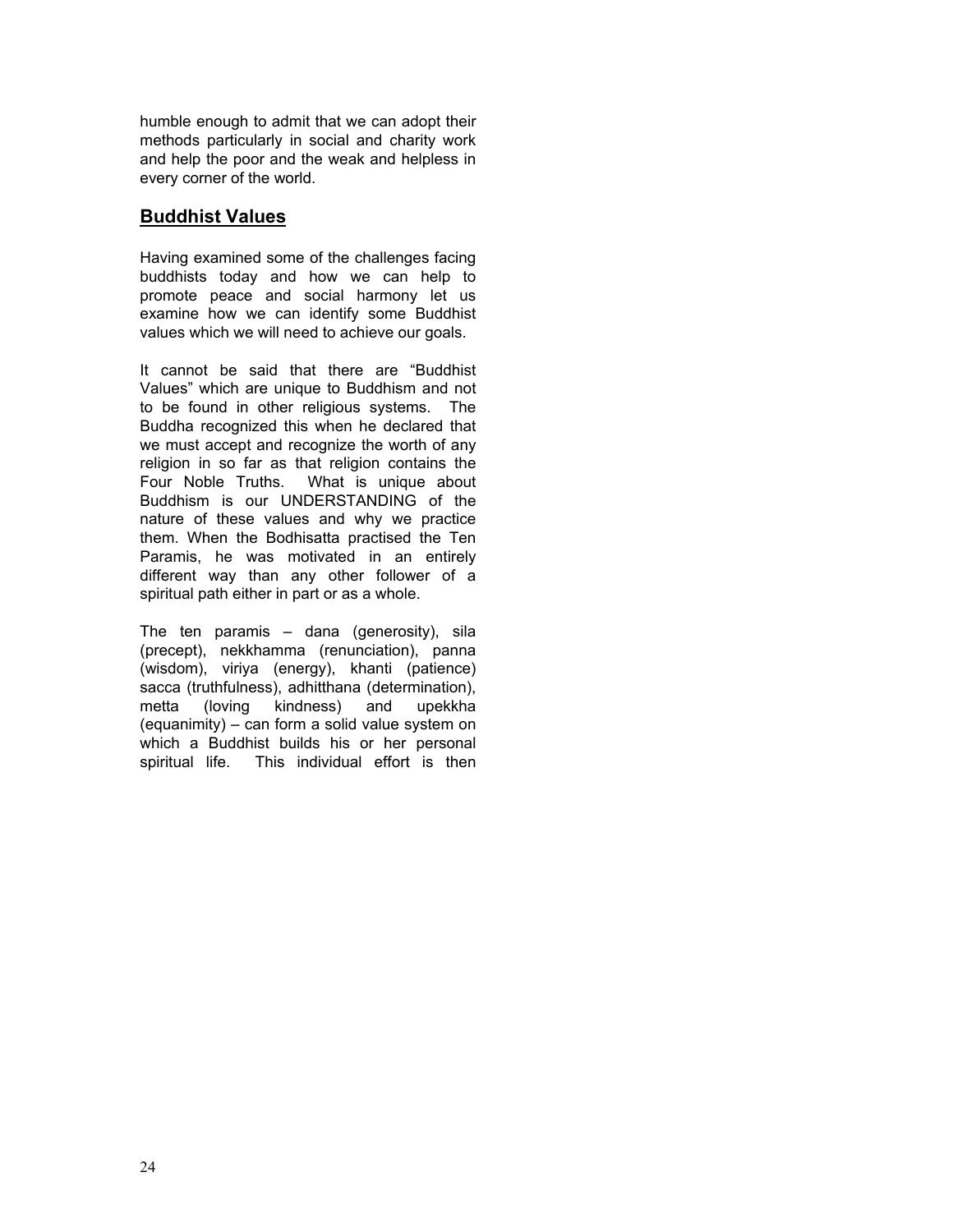humble enough to admit that we can adopt their methods particularly in social and charity work and help the poor and the weak and helpless in every corner of the world.

## **Buddhist Values**

Having examined some of the challenges facing buddhists today and how we can help to promote peace and social harmony let us examine how we can identify some Buddhist values which we will need to achieve our goals.

It cannot be said that there are "Buddhist Values" which are unique to Buddhism and not to be found in other religious systems. The Buddha recognized this when he declared that we must accept and recognize the worth of any religion in so far as that religion contains the Four Noble Truths. What is unique about Buddhism is our UNDERSTANDING of the nature of these values and why we practice them. When the Bodhisatta practised the Ten Paramis, he was motivated in an entirely different way than any other follower of a spiritual path either in part or as a whole.

The ten paramis – dana (generosity), sila (precept), nekkhamma (renunciation), panna (wisdom), viriya (energy), khanti (patience) sacca (truthfulness), adhitthana (determination), metta (loving kindness) and upekkha (equanimity) – can form a solid value system on which a Buddhist builds his or her personal spiritual life. This individual effort is then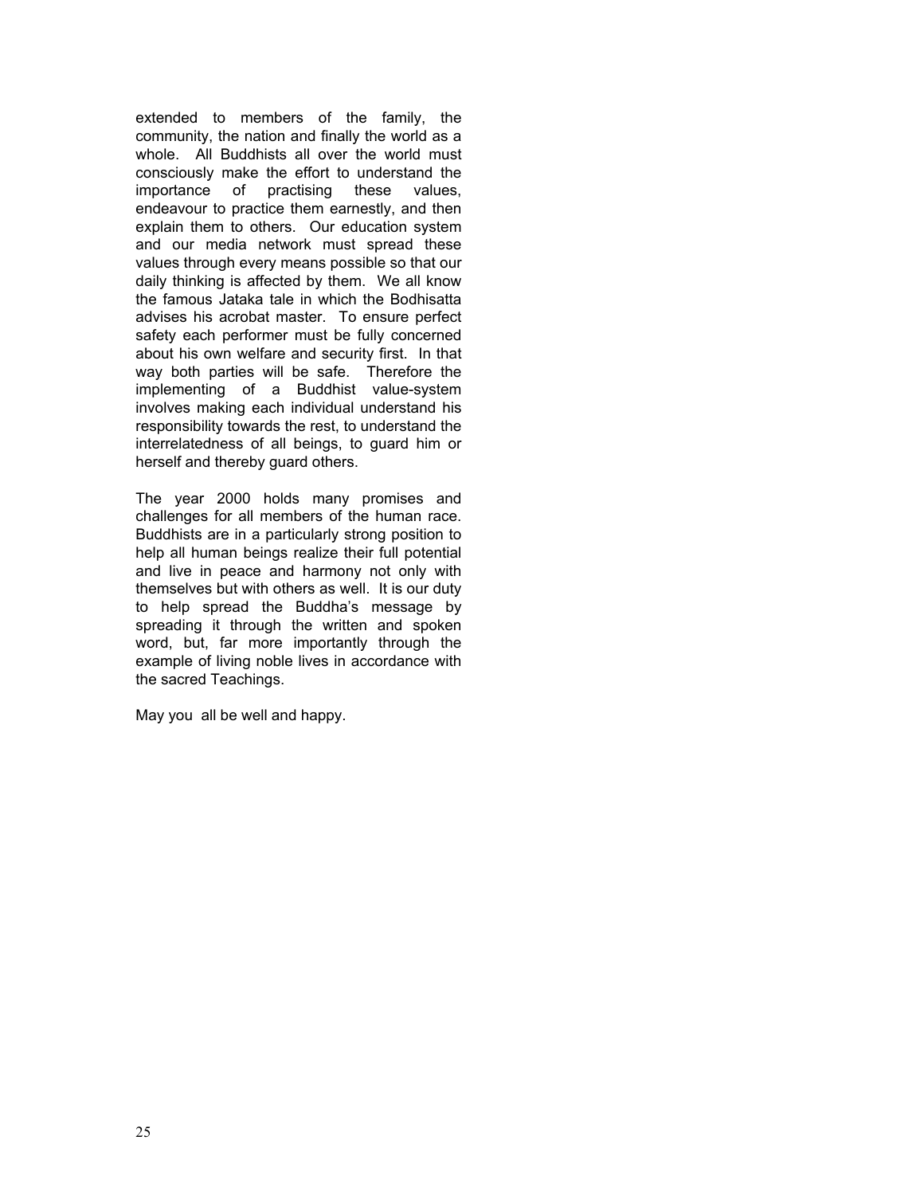extended to members of the family, the community, the nation and finally the world as a whole. All Buddhists all over the world must consciously make the effort to understand the importance of practising these values, endeavour to practice them earnestly, and then explain them to others. Our education system and our media network must spread these values through every means possible so that our daily thinking is affected by them. We all know the famous Jataka tale in which the Bodhisatta advises his acrobat master. To ensure perfect safety each performer must be fully concerned about his own welfare and security first. In that way both parties will be safe. Therefore the implementing of a Buddhist value-system involves making each individual understand his responsibility towards the rest, to understand the interrelatedness of all beings, to guard him or herself and thereby guard others.

The year 2000 holds many promises and challenges for all members of the human race. Buddhists are in a particularly strong position to help all human beings realize their full potential and live in peace and harmony not only with themselves but with others as well. It is our duty to help spread the Buddha's message by spreading it through the written and spoken word, but, far more importantly through the example of living noble lives in accordance with the sacred Teachings.

May you all be well and happy.